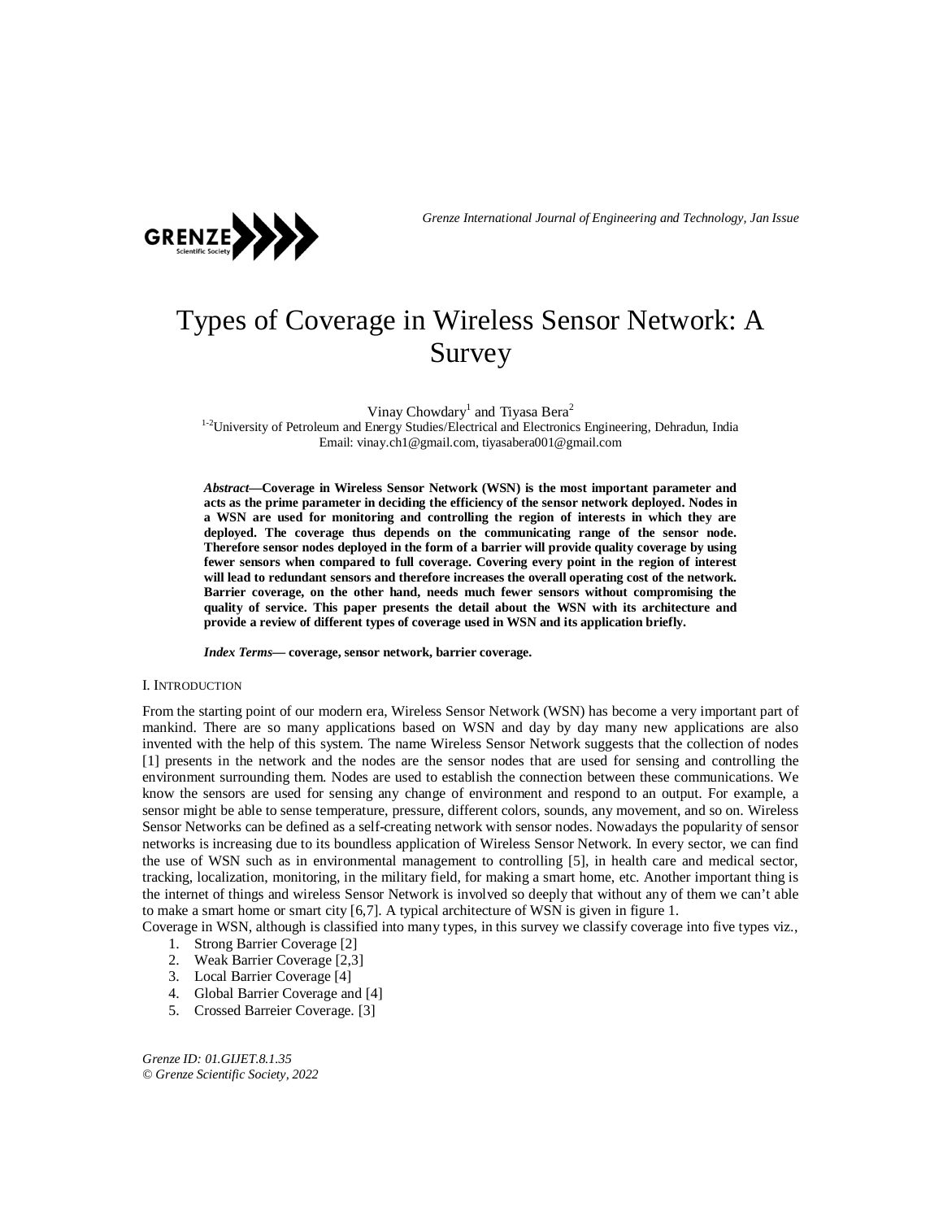# Types of Coverage in Wireless Sensor Network: A Survey

Vinay Chowdary[1] and Tiyasa Bera[2]

[1-2]University of Petroleum and Energy Studies/Electrical and Electronics Engineering, Dehradun, India
Email: vinay.ch1@gmail.com, tiyasabera001@gmail.com

***Abstract*—Coverage in Wireless Sensor Network (WSN) is the most important parameter and acts as the prime parameter in deciding the efficiency of the sensor network deployed. Nodes in a WSN are used for monitoring and controlling the region of interests in which they are deployed. The coverage thus depends on the communicating range of the sensor node. Therefore sensor nodes deployed in the form of a barrier will provide quality coverage by using fewer sensors when compared to full coverage. Covering every point in the region of interest will lead to redundant sensors and therefore increases the overall operating cost of the network. Barrier coverage, on the other hand, needs much fewer sensors without compromising the quality of service. This paper presents the detail about the WSN with its architecture and provide a review of different types of coverage used in WSN and its application briefly.**

***Index Terms*— coverage, sensor network, barrier coverage.**

## I. Introduction

From the starting point of our modern era, Wireless Sensor Network (WSN) has become a very important part of mankind. There are so many applications based on WSN and day by day many new applications are also invented with the help of this system. The name Wireless Sensor Network suggests that the collection of nodes [1] presents in the network and the nodes are the sensor nodes that are used for sensing and controlling the environment surrounding them. Nodes are used to establish the connection between these communications. We know the sensors are used for sensing any change of environment and respond to an output. For example, a sensor might be able to sense temperature, pressure, different colors, sounds, any movement, and so on. Wireless Sensor Networks can be defined as a self-creating network with sensor nodes. Nowadays the popularity of sensor networks is increasing due to its boundless application of Wireless Sensor Network. In every sector, we can find the use of WSN such as in environmental management to controlling [5], in health care and medical sector, tracking, localization, monitoring, in the military field, for making a smart home, etc. Another important thing is the internet of things and wireless Sensor Network is involved so deeply that without any of them we can't able to make a smart home or smart city [6,7]. A typical architecture of WSN is given in figure 1.

Coverage in WSN, although is classified into many types, in this survey we classify coverage into five types viz.,

1. Strong Barrier Coverage [2]
2. Weak Barrier Coverage [2,3]
3. Local Barrier Coverage [4]
4. Global Barrier Coverage and [4]
5. Crossed Barreier Coverage. [3]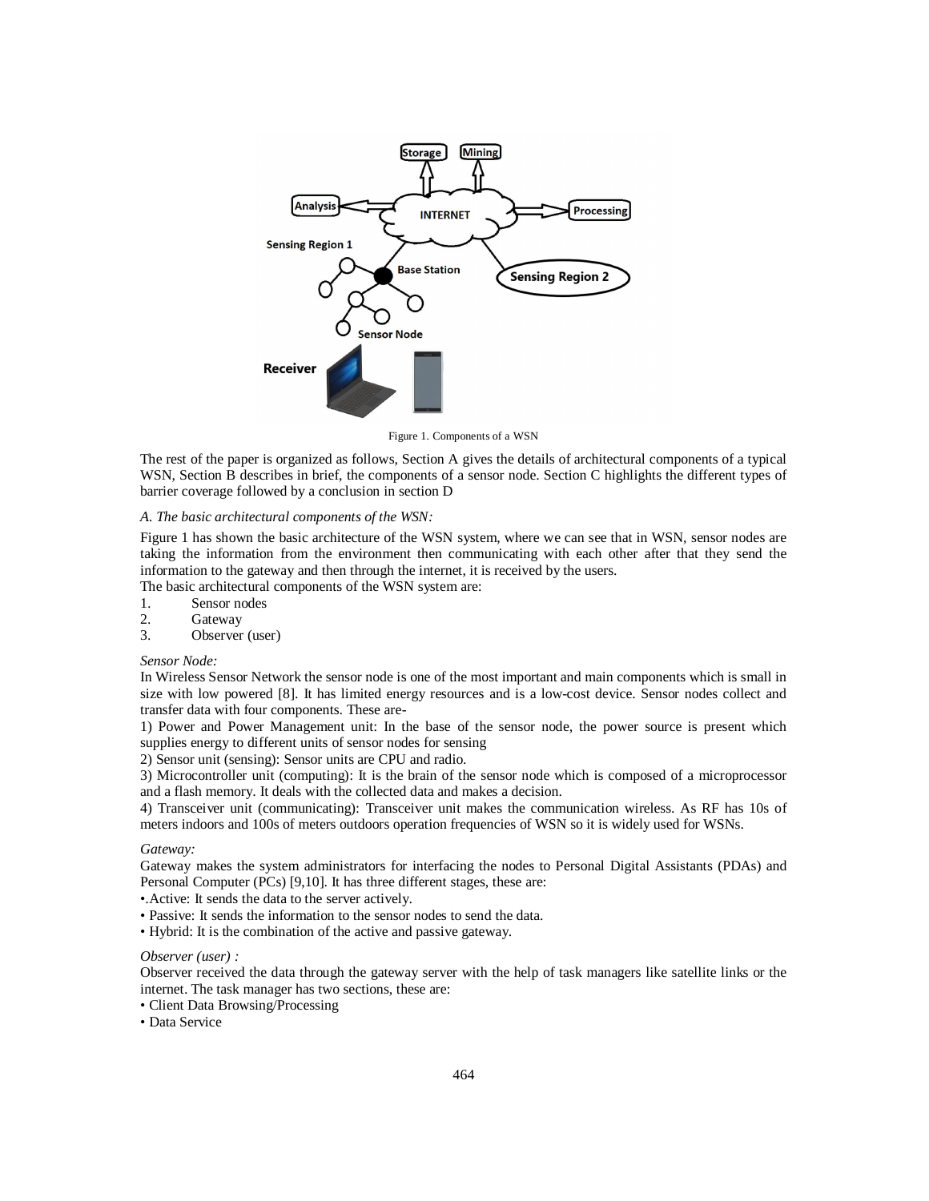Figure 1. Components of a WSN

The rest of the paper is organized as follows, Section A gives the details of architectural components of a typical WSN, Section B describes in brief, the components of a sensor node. Section C highlights the different types of barrier coverage followed by a conclusion in section D

*A. The basic architectural components of the WSN:*

Figure 1 has shown the basic architecture of the WSN system, where we can see that in WSN, sensor nodes are taking the information from the environment then communicating with each other after that they send the information to the gateway and then through the internet, it is received by the users.

The basic architectural components of the WSN system are:

1. Sensor nodes
2. Gateway
3. Observer (user)

*Sensor Node:*

In Wireless Sensor Network the sensor node is one of the most important and main components which is small in size with low powered [8]. It has limited energy resources and is a low-cost device. Sensor nodes collect and transfer data with four components. These are-

1) Power and Power Management unit: In the base of the sensor node, the power source is present which supplies energy to different units of sensor nodes for sensing

2) Sensor unit (sensing): Sensor units are CPU and radio.

3) Microcontroller unit (computing): It is the brain of the sensor node which is composed of a microprocessor and a flash memory. It deals with the collected data and makes a decision.

4) Transceiver unit (communicating): Transceiver unit makes the communication wireless. As RF has 10s of meters indoors and 100s of meters outdoors operation frequencies of WSN so it is widely used for WSNs.

*Gateway:*

Gateway makes the system administrators for interfacing the nodes to Personal Digital Assistants (PDAs) and Personal Computer (PCs) [9,10]. It has three different stages, these are:

- .Active: It sends the data to the server actively.
- Passive: It sends the information to the sensor nodes to send the data.
- Hybrid: It is the combination of the active and passive gateway.

*Observer (user) :*

Observer received the data through the gateway server with the help of task managers like satellite links or the internet. The task manager has two sections, these are:

- Client Data Browsing/Processing
- Data Service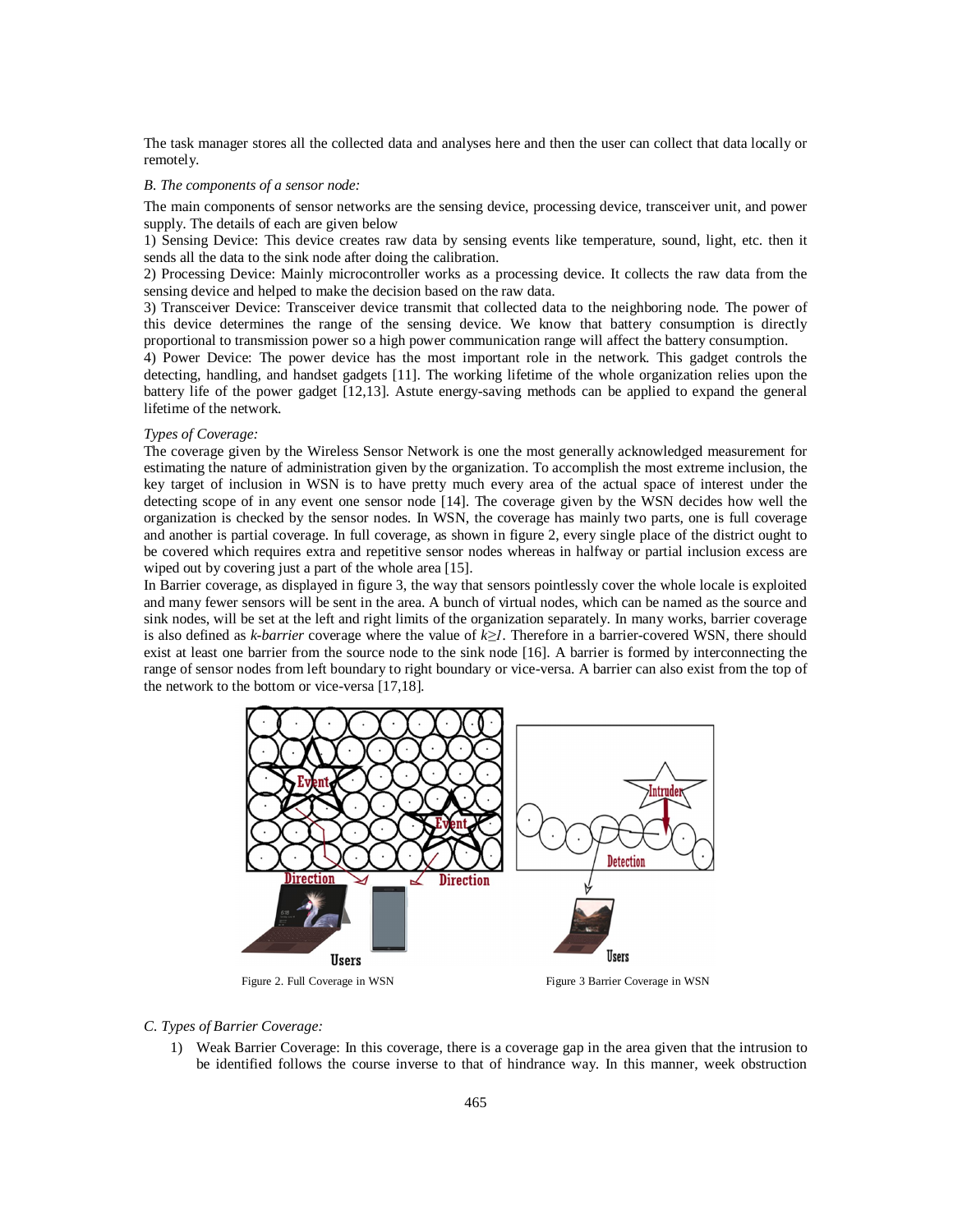The task manager stores all the collected data and analyses here and then the user can collect that data locally or remotely.

*B. The components of a sensor node:*

The main components of sensor networks are the sensing device, processing device, transceiver unit, and power supply. The details of each are given below

1) Sensing Device: This device creates raw data by sensing events like temperature, sound, light, etc. then it sends all the data to the sink node after doing the calibration.

2) Processing Device: Mainly microcontroller works as a processing device. It collects the raw data from the sensing device and helped to make the decision based on the raw data.

3) Transceiver Device: Transceiver device transmit that collected data to the neighboring node. The power of this device determines the range of the sensing device. We know that battery consumption is directly proportional to transmission power so a high power communication range will affect the battery consumption.

4) Power Device: The power device has the most important role in the network. This gadget controls the detecting, handling, and handset gadgets [11]. The working lifetime of the whole organization relies upon the battery life of the power gadget [12,13]. Astute energy-saving methods can be applied to expand the general lifetime of the network.

*Types of Coverage:*

The coverage given by the Wireless Sensor Network is one the most generally acknowledged measurement for estimating the nature of administration given by the organization. To accomplish the most extreme inclusion, the key target of inclusion in WSN is to have pretty much every area of the actual space of interest under the detecting scope of in any event one sensor node [14]. The coverage given by the WSN decides how well the organization is checked by the sensor nodes. In WSN, the coverage has mainly two parts, one is full coverage and another is partial coverage. In full coverage, as shown in figure 2, every single place of the district ought to be covered which requires extra and repetitive sensor nodes whereas in halfway or partial inclusion excess are wiped out by covering just a part of the whole area [15].

In Barrier coverage, as displayed in figure 3, the way that sensors pointlessly cover the whole locale is exploited and many fewer sensors will be sent in the area. A bunch of virtual nodes, which can be named as the source and sink nodes, will be set at the left and right limits of the organization separately. In many works, barrier coverage is also defined as *k-barrier* coverage where the value of $k \geq 1$. Therefore in a barrier-covered WSN, there should exist at least one barrier from the source node to the sink node [16]. A barrier is formed by interconnecting the range of sensor nodes from left boundary to right boundary or vice-versa. A barrier can also exist from the top of the network to the bottom or vice-versa [17,18].

Figure 2. Full Coverage in WSN

Figure 3 Barrier Coverage in WSN

*C. Types of Barrier Coverage:*

1) Weak Barrier Coverage: In this coverage, there is a coverage gap in the area given that the intrusion to be identified follows the course inverse to that of hindrance way. In this manner, week obstruction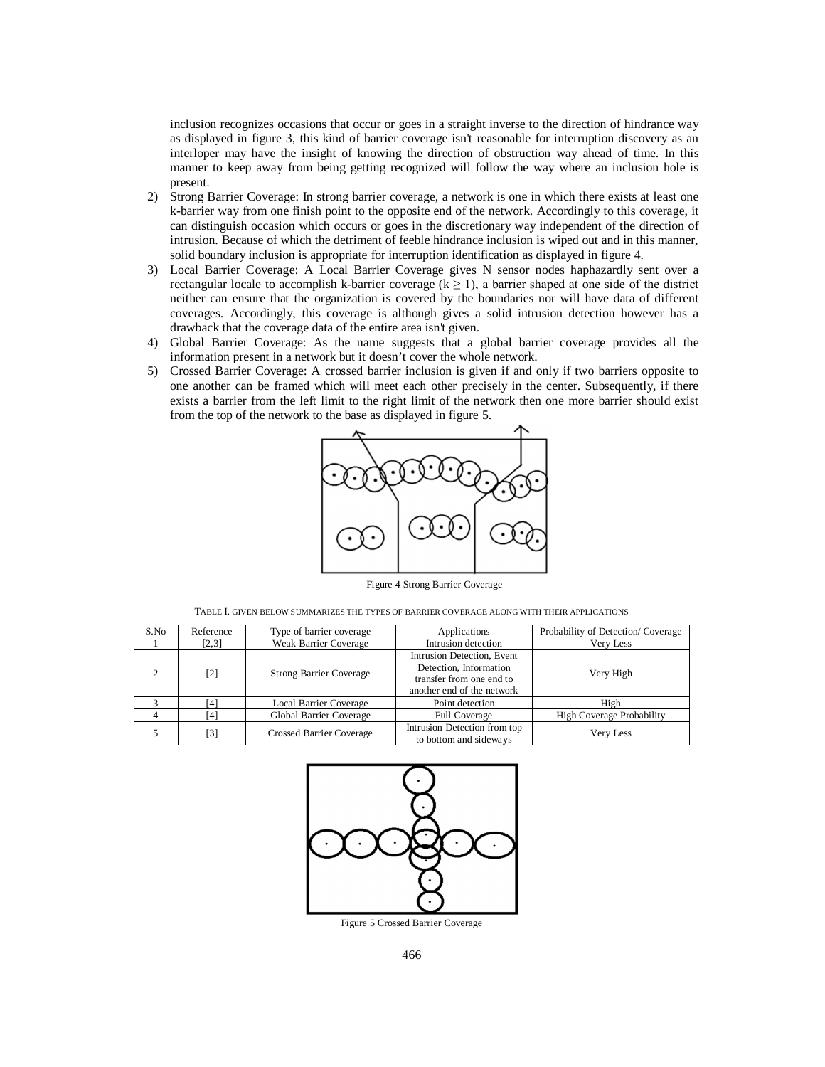inclusion recognizes occasions that occur or goes in a straight inverse to the direction of hindrance way as displayed in figure 3, this kind of barrier coverage isn't reasonable for interruption discovery as an interloper may have the insight of knowing the direction of obstruction way ahead of time. In this manner to keep away from being getting recognized will follow the way where an inclusion hole is present.

2) Strong Barrier Coverage: In strong barrier coverage, a network is one in which there exists at least one k-barrier way from one finish point to the opposite end of the network. Accordingly to this coverage, it can distinguish occasion which occurs or goes in the discretionary way independent of the direction of intrusion. Because of which the detriment of feeble hindrance inclusion is wiped out and in this manner, solid boundary inclusion is appropriate for interruption identification as displayed in figure 4.
3) Local Barrier Coverage: A Local Barrier Coverage gives N sensor nodes haphazardly sent over a rectangular locale to accomplish k-barrier coverage ($k \geq 1$), a barrier shaped at one side of the district neither can ensure that the organization is covered by the boundaries nor will have data of different coverages. Accordingly, this coverage is although gives a solid intrusion detection however has a drawback that the coverage data of the entire area isn't given.
4) Global Barrier Coverage: As the name suggests that a global barrier coverage provides all the information present in a network but it doesn't cover the whole network.
5) Crossed Barrier Coverage: A crossed barrier inclusion is given if and only if two barriers opposite to one another can be framed which will meet each other precisely in the center. Subsequently, if there exists a barrier from the left limit to the right limit of the network then one more barrier should exist from the top of the network to the base as displayed in figure 5.

Figure 4 Strong Barrier Coverage

TABLE I. GIVEN BELOW SUMMARIZES THE TYPES OF BARRIER COVERAGE ALONG WITH THEIR APPLICATIONS

| S.No | Reference | Type of barrier coverage | Applications | Probability of Detection/ Coverage |
|---|---|---|---|---|
| 1 | [2,3] | Weak Barrier Coverage | Intrusion detection | Very Less |
| 2 | [2] | Strong Barrier Coverage | Intrusion Detection, Event Detection, Information transfer from one end to another end of the network | Very High |
| 3 | [4] | Local Barrier Coverage | Point detection | High |
| 4 | [4] | Global Barrier Coverage | Full Coverage | High Coverage Probability |
| 5 | [3] | Crossed Barrier Coverage | Intrusion Detection from top to bottom and sideways | Very Less |

Figure 5 Crossed Barrier Coverage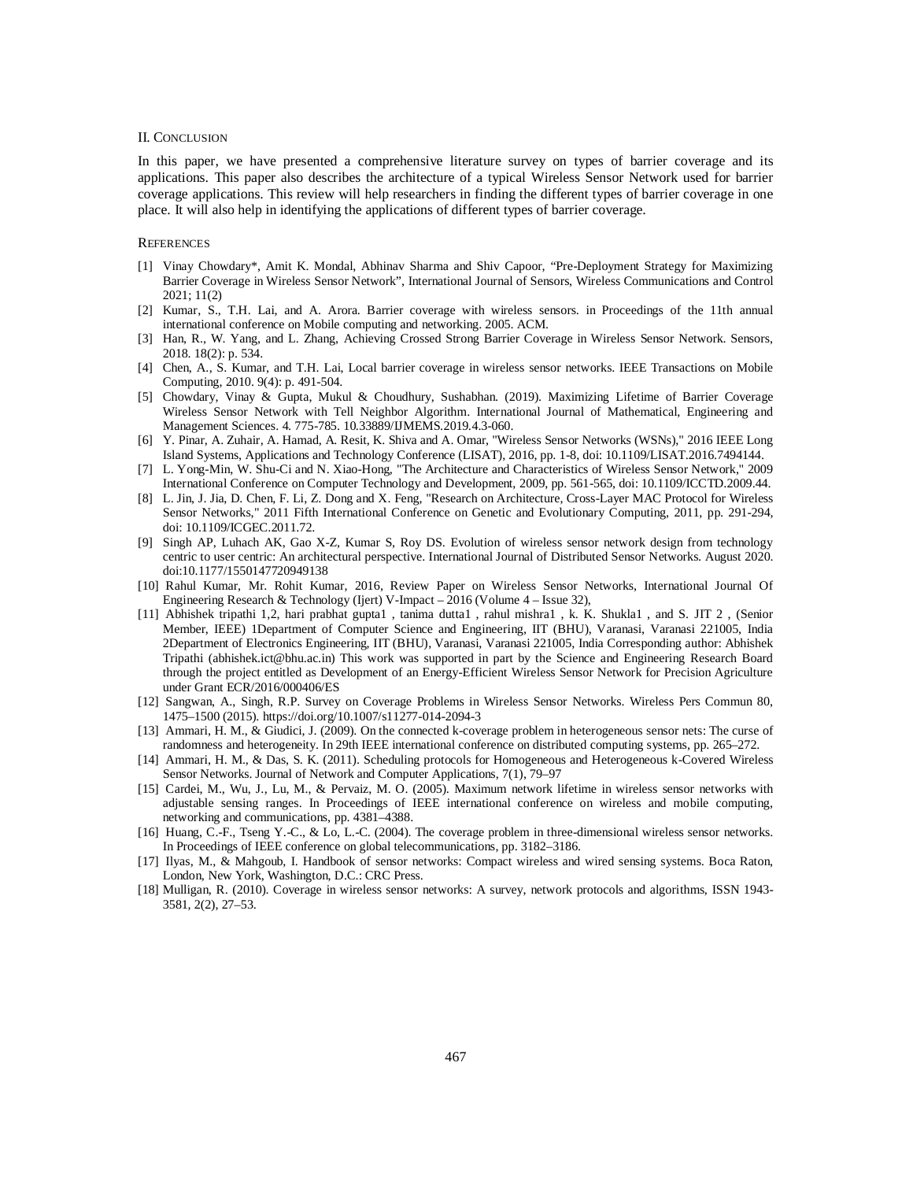## II. CONCLUSION

In this paper, we have presented a comprehensive literature survey on types of barrier coverage and its applications. This paper also describes the architecture of a typical Wireless Sensor Network used for barrier coverage applications. This review will help researchers in finding the different types of barrier coverage in one place. It will also help in identifying the applications of different types of barrier coverage.

## REFERENCES

[1] Vinay Chowdary*, Amit K. Mondal, Abhinav Sharma and Shiv Capoor, "Pre-Deployment Strategy for Maximizing Barrier Coverage in Wireless Sensor Network", International Journal of Sensors, Wireless Communications and Control 2021; 11(2)

[2] Kumar, S., T.H. Lai, and A. Arora. Barrier coverage with wireless sensors. in Proceedings of the 11th annual international conference on Mobile computing and networking. 2005. ACM.

[3] Han, R., W. Yang, and L. Zhang, Achieving Crossed Strong Barrier Coverage in Wireless Sensor Network. Sensors, 2018. 18(2): p. 534.

[4] Chen, A., S. Kumar, and T.H. Lai, Local barrier coverage in wireless sensor networks. IEEE Transactions on Mobile Computing, 2010. 9(4): p. 491-504.

[5] Chowdary, Vinay & Gupta, Mukul & Choudhury, Sushabhan. (2019). Maximizing Lifetime of Barrier Coverage Wireless Sensor Network with Tell Neighbor Algorithm. International Journal of Mathematical, Engineering and Management Sciences. 4. 775-785. 10.33889/IJMEMS.2019.4.3-060.

[6] Y. Pinar, A. Zuhair, A. Hamad, A. Resit, K. Shiva and A. Omar, "Wireless Sensor Networks (WSNs)," 2016 IEEE Long Island Systems, Applications and Technology Conference (LISAT), 2016, pp. 1-8, doi: 10.1109/LISAT.2016.7494144.

[7] L. Yong-Min, W. Shu-Ci and N. Xiao-Hong, "The Architecture and Characteristics of Wireless Sensor Network," 2009 International Conference on Computer Technology and Development, 2009, pp. 561-565, doi: 10.1109/ICCTD.2009.44.

[8] L. Jin, J. Jia, D. Chen, F. Li, Z. Dong and X. Feng, "Research on Architecture, Cross-Layer MAC Protocol for Wireless Sensor Networks," 2011 Fifth International Conference on Genetic and Evolutionary Computing, 2011, pp. 291-294, doi: 10.1109/ICGEC.2011.72.

[9] Singh AP, Luhach AK, Gao X-Z, Kumar S, Roy DS. Evolution of wireless sensor network design from technology centric to user centric: An architectural perspective. International Journal of Distributed Sensor Networks. August 2020. doi:10.1177/1550147720949138

[10] Rahul Kumar, Mr. Rohit Kumar, 2016, Review Paper on Wireless Sensor Networks, International Journal Of Engineering Research & Technology (Ijert) V-Impact – 2016 (Volume 4 – Issue 32),

[11] Abhishek tripathi 1,2, hari prabhat gupta1 , tanima dutta1 , rahul mishra1 , k. K. Shukla1 , and S. JIT 2 , (Senior Member, IEEE) 1Department of Computer Science and Engineering, IIT (BHU), Varanasi, Varanasi 221005, India 2Department of Electronics Engineering, IIT (BHU), Varanasi, Varanasi 221005, India Corresponding author: Abhishek Tripathi (abhishek.ict@bhu.ac.in) This work was supported in part by the Science and Engineering Research Board through the project entitled as Development of an Energy-Efficient Wireless Sensor Network for Precision Agriculture under Grant ECR/2016/000406/ES

[12] Sangwan, A., Singh, R.P. Survey on Coverage Problems in Wireless Sensor Networks. Wireless Pers Commun 80, 1475–1500 (2015). https://doi.org/10.1007/s11277-014-2094-3

[13] Ammari, H. M., & Giudici, J. (2009). On the connected k-coverage problem in heterogeneous sensor nets: The curse of randomness and heterogeneity. In 29th IEEE international conference on distributed computing systems, pp. 265–272.

[14] Ammari, H. M., & Das, S. K. (2011). Scheduling protocols for Homogeneous and Heterogeneous k-Covered Wireless Sensor Networks. Journal of Network and Computer Applications, 7(1), 79–97

[15] Cardei, M., Wu, J., Lu, M., & Pervaiz, M. O. (2005). Maximum network lifetime in wireless sensor networks with adjustable sensing ranges. In Proceedings of IEEE international conference on wireless and mobile computing, networking and communications, pp. 4381–4388.

[16] Huang, C.-F., Tseng Y.-C., & Lo, L.-C. (2004). The coverage problem in three-dimensional wireless sensor networks. In Proceedings of IEEE conference on global telecommunications, pp. 3182–3186.

[17] Ilyas, M., & Mahgoub, I. Handbook of sensor networks: Compact wireless and wired sensing systems. Boca Raton, London, New York, Washington, D.C.: CRC Press.

[18] Mulligan, R. (2010). Coverage in wireless sensor networks: A survey, network protocols and algorithms, ISSN 1943-3581, 2(2), 27–53.